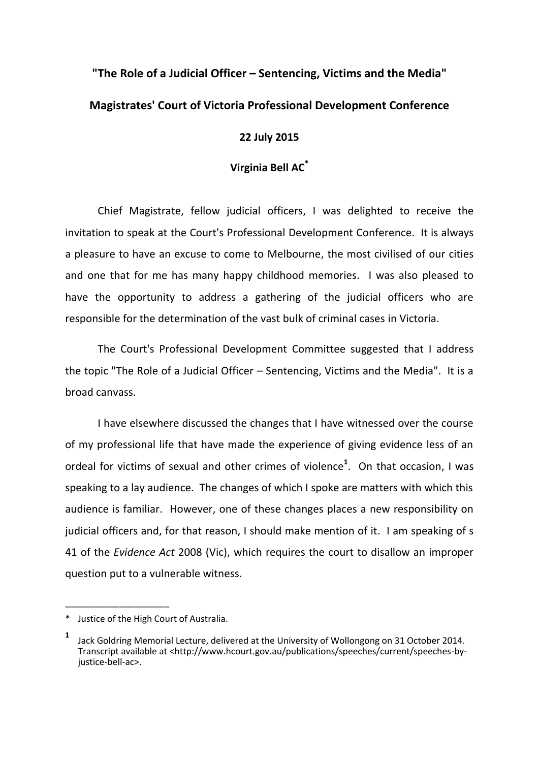# "The Role of a Judicial Officer – Sentencing, Victims and the Media"

## Magistrates' Court of Victoria Professional Development Conference

### 22 July 2015

### Virginia Bell AC*

Chief Magistrate, fellow judicial officers, I was delighted to receive the invitation to speak at the Court's Professional Development Conference. It is always a pleasure to have an excuse to come to Melbourne, the most civilised of our cities and one that for me has many happy childhood memories. I was also pleased to have the opportunity to address a gathering of the judicial officers who are responsible for the determination of the vast bulk of criminal cases in Victoria.

The Court's Professional Development Committee suggested that I address the topic "The Role of a Judicial Officer – Sentencing, Victims and the Media". It is a broad canvass.

I have elsewhere discussed the changes that I have witnessed over the course of my professional life that have made the experience of giving evidence less of an ordeal for victims of sexual and other crimes of violence[1]. On that occasion, I was speaking to a lay audience. The changes of which I spoke are matters with which this audience is familiar. However, one of these changes places a new responsibility on judicial officers and, for that reason, I should make mention of it. I am speaking of s 41 of the *Evidence Act* 2008 (Vic), which requires the court to disallow an improper question put to a vulnerable witness.

---

\* Justice of the High Court of Australia.

[1] Jack Goldring Memorial Lecture, delivered at the University of Wollongong on 31 October 2014. Transcript available at <http://www.hcourt.gov.au/publications/speeches/current/speeches-by-justice-bell-ac>.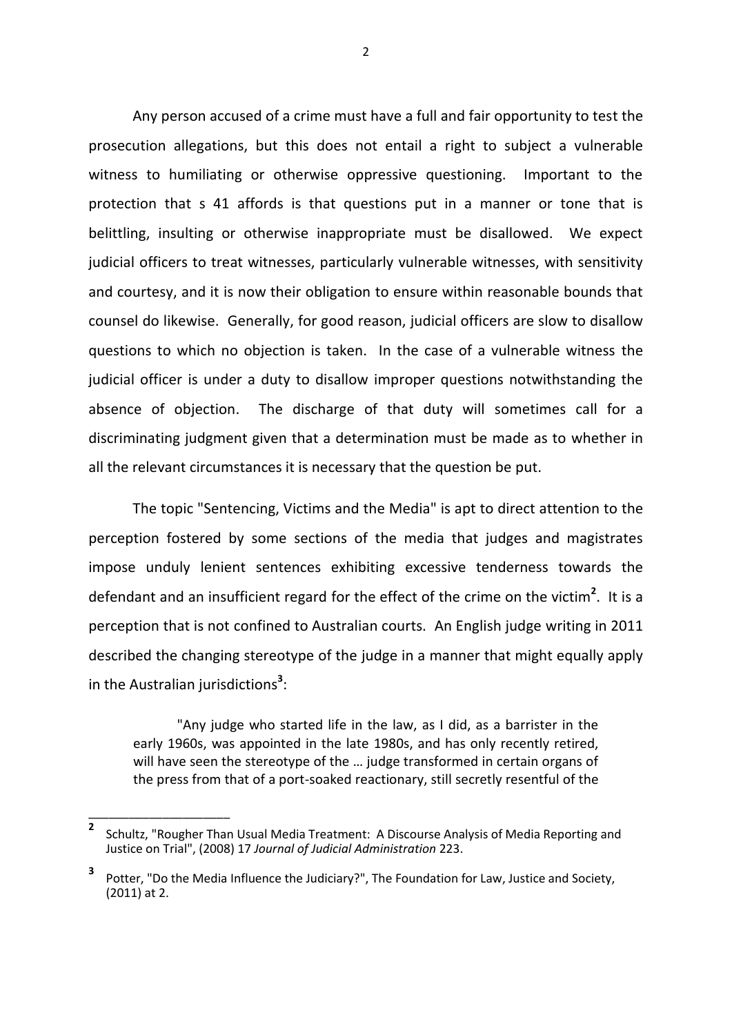Any person accused of a crime must have a full and fair opportunity to test the prosecution allegations, but this does not entail a right to subject a vulnerable witness to humiliating or otherwise oppressive questioning. Important to the protection that s 41 affords is that questions put in a manner or tone that is belittling, insulting or otherwise inappropriate must be disallowed. We expect judicial officers to treat witnesses, particularly vulnerable witnesses, with sensitivity and courtesy, and it is now their obligation to ensure within reasonable bounds that counsel do likewise. Generally, for good reason, judicial officers are slow to disallow questions to which no objection is taken. In the case of a vulnerable witness the judicial officer is under a duty to disallow improper questions notwithstanding the absence of objection. The discharge of that duty will sometimes call for a discriminating judgment given that a determination must be made as to whether in all the relevant circumstances it is necessary that the question be put.

The topic "Sentencing, Victims and the Media" is apt to direct attention to the perception fostered by some sections of the media that judges and magistrates impose unduly lenient sentences exhibiting excessive tenderness towards the defendant and an insufficient regard for the effect of the crime on the victim[2]. It is a perception that is not confined to Australian courts. An English judge writing in 2011 described the changing stereotype of the judge in a manner that might equally apply in the Australian jurisdictions[3]:

> "Any judge who started life in the law, as I did, as a barrister in the early 1960s, was appointed in the late 1980s, and has only recently retired, will have seen the stereotype of the … judge transformed in certain organs of the press from that of a port-soaked reactionary, still secretly resentful of the

---

[2] Schultz, "Rougher Than Usual Media Treatment: A Discourse Analysis of Media Reporting and Justice on Trial", (2008) 17 *Journal of Judicial Administration* 223.

[3] Potter, "Do the Media Influence the Judiciary?", The Foundation for Law, Justice and Society, (2011) at 2.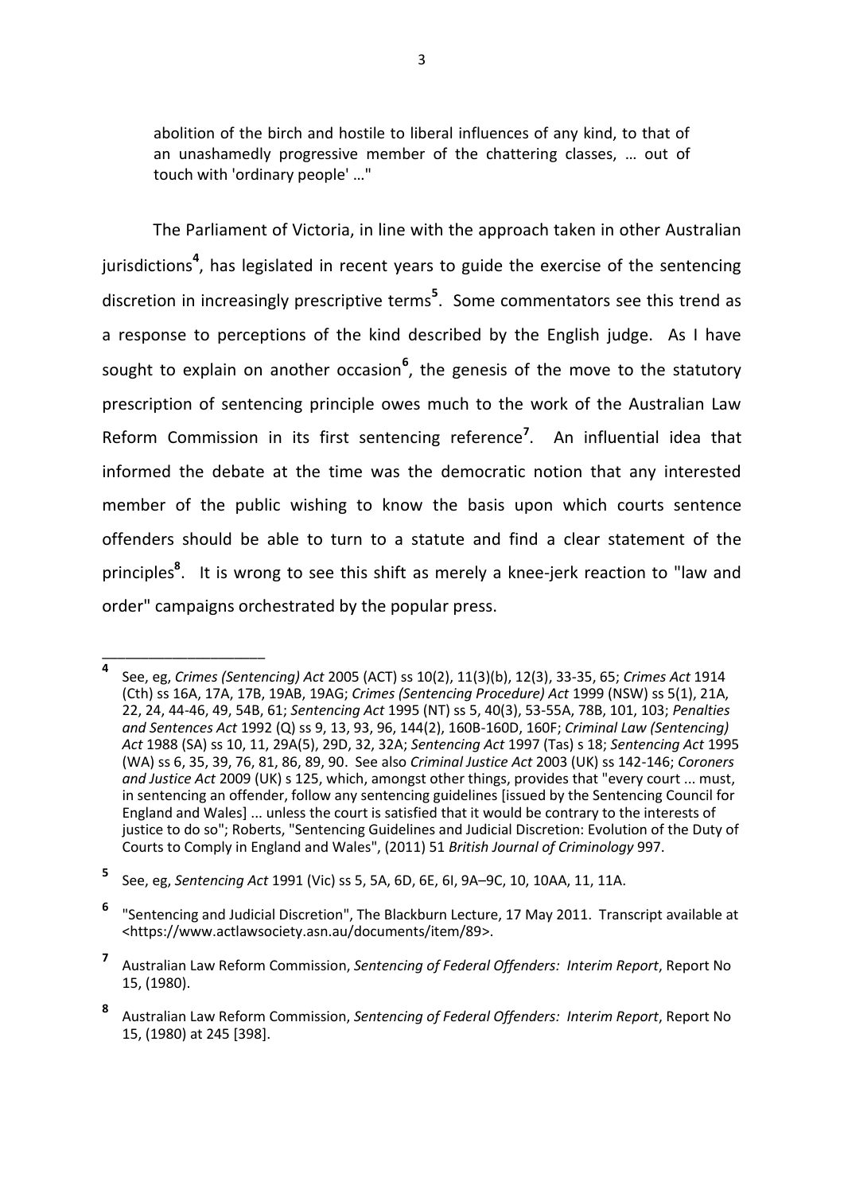> abolition of the birch and hostile to liberal influences of any kind, to that of an unashamedly progressive member of the chattering classes, … out of touch with 'ordinary people' …"

The Parliament of Victoria, in line with the approach taken in other Australian jurisdictions[4], has legislated in recent years to guide the exercise of the sentencing discretion in increasingly prescriptive terms[5]. Some commentators see this trend as a response to perceptions of the kind described by the English judge. As I have sought to explain on another occasion[6], the genesis of the move to the statutory prescription of sentencing principle owes much to the work of the Australian Law Reform Commission in its first sentencing reference[7]. An influential idea that informed the debate at the time was the democratic notion that any interested member of the public wishing to know the basis upon which courts sentence offenders should be able to turn to a statute and find a clear statement of the principles[8]. It is wrong to see this shift as merely a knee-jerk reaction to "law and order" campaigns orchestrated by the popular press.

---

**4** See, eg, *Crimes (Sentencing) Act* 2005 (ACT) ss 10(2), 11(3)(b), 12(3), 33-35, 65; *Crimes Act* 1914 (Cth) ss 16A, 17A, 17B, 19AB, 19AG; *Crimes (Sentencing Procedure) Act* 1999 (NSW) ss 5(1), 21A, 22, 24, 44-46, 49, 54B, 61; *Sentencing Act* 1995 (NT) ss 5, 40(3), 53-55A, 78B, 101, 103; *Penalties and Sentences Act* 1992 (Q) ss 9, 13, 93, 96, 144(2), 160B-160D, 160F; *Criminal Law (Sentencing) Act* 1988 (SA) ss 10, 11, 29A(5), 29D, 32, 32A; *Sentencing Act* 1997 (Tas) s 18; *Sentencing Act* 1995 (WA) ss 6, 35, 39, 76, 81, 86, 89, 90. See also *Criminal Justice Act* 2003 (UK) ss 142-146; *Coroners and Justice Act* 2009 (UK) s 125, which, amongst other things, provides that "every court ... must, in sentencing an offender, follow any sentencing guidelines [issued by the Sentencing Council for England and Wales] ... unless the court is satisfied that it would be contrary to the interests of justice to do so"; Roberts, "Sentencing Guidelines and Judicial Discretion: Evolution of the Duty of Courts to Comply in England and Wales", (2011) 51 *British Journal of Criminology* 997.

**5** See, eg, *Sentencing Act* 1991 (Vic) ss 5, 5A, 6D, 6E, 6I, 9A–9C, 10, 10AA, 11, 11A.

**6** "Sentencing and Judicial Discretion", The Blackburn Lecture, 17 May 2011. Transcript available at <https://www.actlawsociety.asn.au/documents/item/89>.

**7** Australian Law Reform Commission, *Sentencing of Federal Offenders: Interim Report*, Report No 15, (1980).

**8** Australian Law Reform Commission, *Sentencing of Federal Offenders: Interim Report*, Report No 15, (1980) at 245 [398].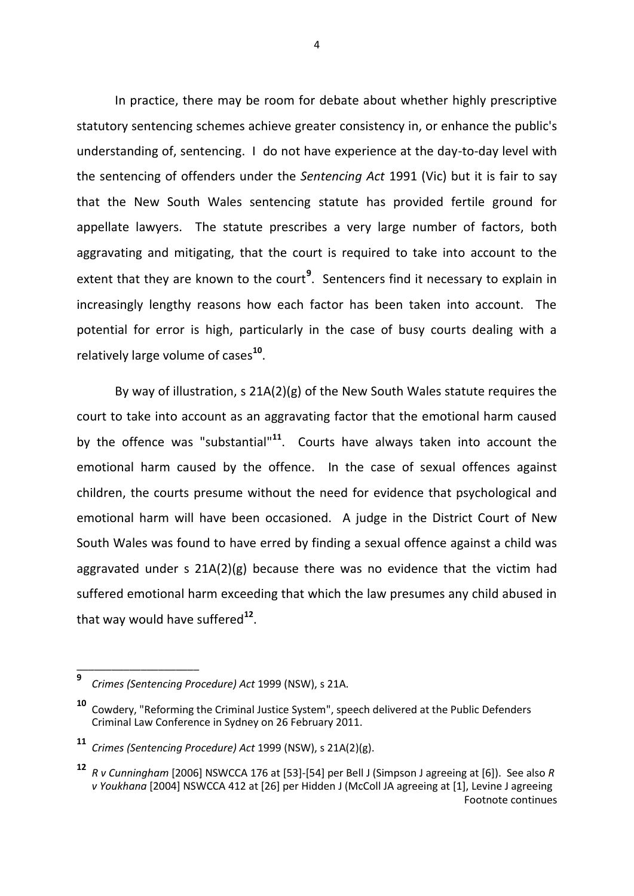In practice, there may be room for debate about whether highly prescriptive statutory sentencing schemes achieve greater consistency in, or enhance the public's understanding of, sentencing. I do not have experience at the day-to-day level with the sentencing of offenders under the *Sentencing Act* 1991 (Vic) but it is fair to say that the New South Wales sentencing statute has provided fertile ground for appellate lawyers. The statute prescribes a very large number of factors, both aggravating and mitigating, that the court is required to take into account to the extent that they are known to the court[9]. Sentencers find it necessary to explain in increasingly lengthy reasons how each factor has been taken into account. The potential for error is high, particularly in the case of busy courts dealing with a relatively large volume of cases[10].

By way of illustration, s 21A(2)(g) of the New South Wales statute requires the court to take into account as an aggravating factor that the emotional harm caused by the offence was "substantial"[11]. Courts have always taken into account the emotional harm caused by the offence. In the case of sexual offences against children, the courts presume without the need for evidence that psychological and emotional harm will have been occasioned. A judge in the District Court of New South Wales was found to have erred by finding a sexual offence against a child was aggravated under s 21A(2)(g) because there was no evidence that the victim had suffered emotional harm exceeding that which the law presumes any child abused in that way would have suffered[12].

---

[9] *Crimes (Sentencing Procedure) Act* 1999 (NSW), s 21A.

[10] Cowdery, "Reforming the Criminal Justice System", speech delivered at the Public Defenders Criminal Law Conference in Sydney on 26 February 2011.

[11] *Crimes (Sentencing Procedure) Act* 1999 (NSW), s 21A(2)(g).

[12] *R v Cunningham* [2006] NSWCCA 176 at [53]-[54] per Bell J (Simpson J agreeing at [6]). See also *R v Youkhana* [2004] NSWCCA 412 at [26] per Hidden J (McColl JA agreeing at [1], Levine J agreeing

Footnote continues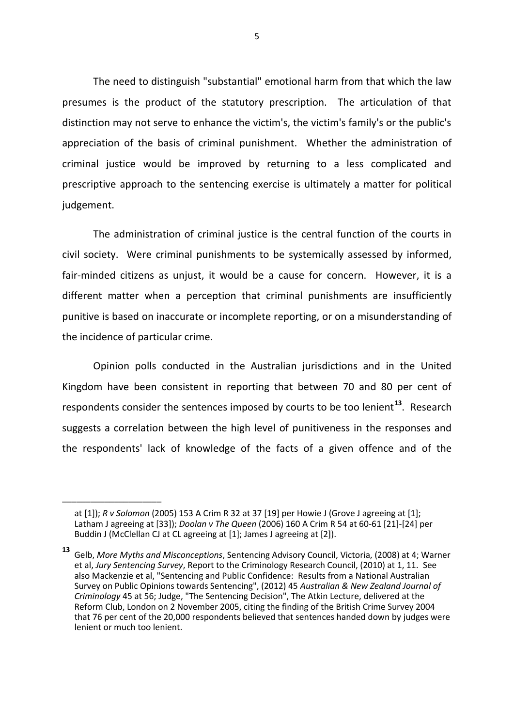The need to distinguish "substantial" emotional harm from that which the law presumes is the product of the statutory prescription. The articulation of that distinction may not serve to enhance the victim's, the victim's family's or the public's appreciation of the basis of criminal punishment. Whether the administration of criminal justice would be improved by returning to a less complicated and prescriptive approach to the sentencing exercise is ultimately a matter for political judgement.

The administration of criminal justice is the central function of the courts in civil society. Were criminal punishments to be systemically assessed by informed, fair-minded citizens as unjust, it would be a cause for concern. However, it is a different matter when a perception that criminal punishments are insufficiently punitive is based on inaccurate or incomplete reporting, or on a misunderstanding of the incidence of particular crime.

Opinion polls conducted in the Australian jurisdictions and in the United Kingdom have been consistent in reporting that between 70 and 80 per cent of respondents consider the sentences imposed by courts to be too lenient[13]. Research suggests a correlation between the high level of punitiveness in the responses and the respondents' lack of knowledge of the facts of a given offence and of the

---

at [1]); *R v Solomon* (2005) 153 A Crim R 32 at 37 [19] per Howie J (Grove J agreeing at [1]; Latham J agreeing at [33]); *Doolan v The Queen* (2006) 160 A Crim R 54 at 60-61 [21]-[24] per Buddin J (McClellan CJ at CL agreeing at [1]; James J agreeing at [2]).

[13] Gelb, *More Myths and Misconceptions*, Sentencing Advisory Council, Victoria, (2008) at 4; Warner et al, *Jury Sentencing Survey*, Report to the Criminology Research Council, (2010) at 1, 11. See also Mackenzie et al, "Sentencing and Public Confidence: Results from a National Australian Survey on Public Opinions towards Sentencing", (2012) 45 *Australian & New Zealand Journal of Criminology* 45 at 56; Judge, "The Sentencing Decision", The Atkin Lecture, delivered at the Reform Club, London on 2 November 2005, citing the finding of the British Crime Survey 2004 that 76 per cent of the 20,000 respondents believed that sentences handed down by judges were lenient or much too lenient.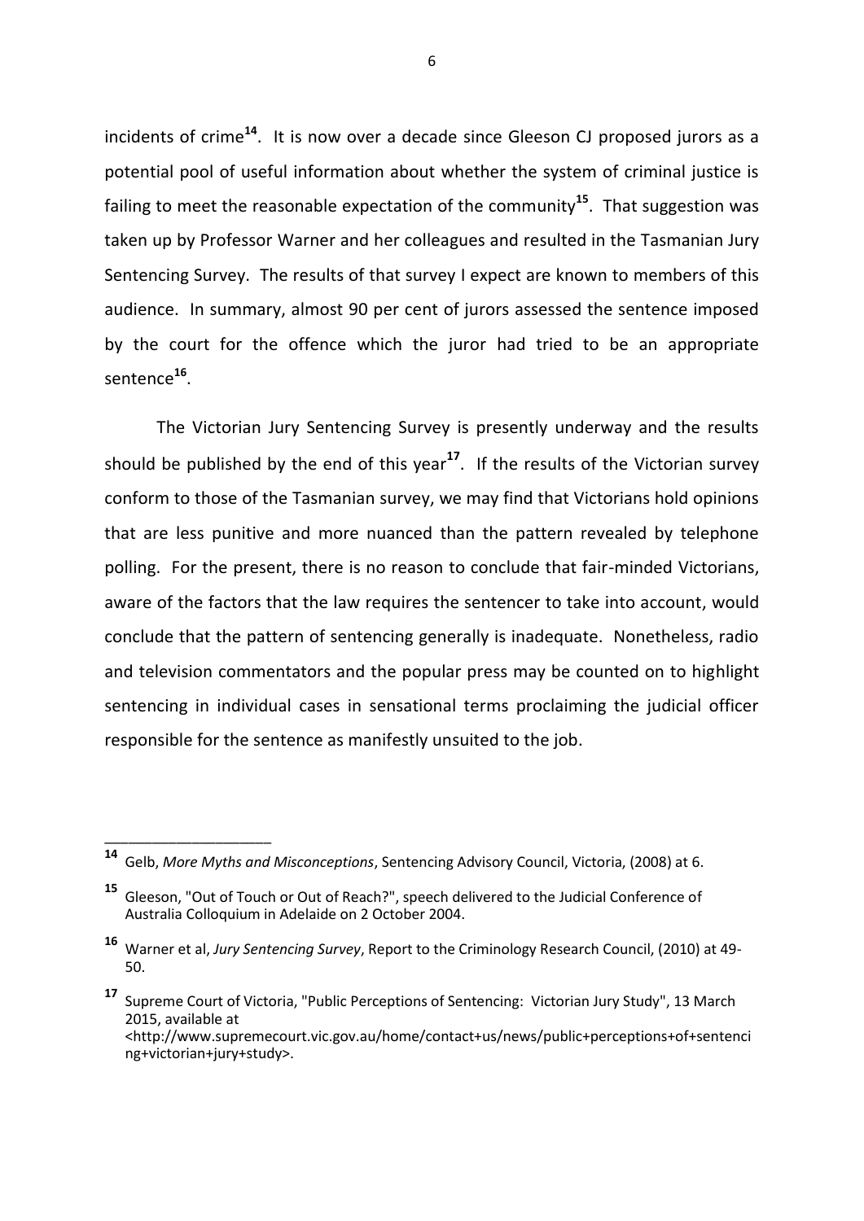incidents of crime[14]. It is now over a decade since Gleeson CJ proposed jurors as a potential pool of useful information about whether the system of criminal justice is failing to meet the reasonable expectation of the community[15]. That suggestion was taken up by Professor Warner and her colleagues and resulted in the Tasmanian Jury Sentencing Survey. The results of that survey I expect are known to members of this audience. In summary, almost 90 per cent of jurors assessed the sentence imposed by the court for the offence which the juror had tried to be an appropriate sentence[16].

The Victorian Jury Sentencing Survey is presently underway and the results should be published by the end of this year[17]. If the results of the Victorian survey conform to those of the Tasmanian survey, we may find that Victorians hold opinions that are less punitive and more nuanced than the pattern revealed by telephone polling. For the present, there is no reason to conclude that fair-minded Victorians, aware of the factors that the law requires the sentencer to take into account, would conclude that the pattern of sentencing generally is inadequate. Nonetheless, radio and television commentators and the popular press may be counted on to highlight sentencing in individual cases in sensational terms proclaiming the judicial officer responsible for the sentence as manifestly unsuited to the job.

---

[14] Gelb, *More Myths and Misconceptions*, Sentencing Advisory Council, Victoria, (2008) at 6.

[15] Gleeson, "Out of Touch or Out of Reach?", speech delivered to the Judicial Conference of Australia Colloquium in Adelaide on 2 October 2004.

[16] Warner et al, *Jury Sentencing Survey*, Report to the Criminology Research Council, (2010) at 49-50.

[17] Supreme Court of Victoria, "Public Perceptions of Sentencing: Victorian Jury Study", 13 March 2015, available at <http://www.supremecourt.vic.gov.au/home/contact+us/news/public+perceptions+of+sentencing+victorian+jury+study>.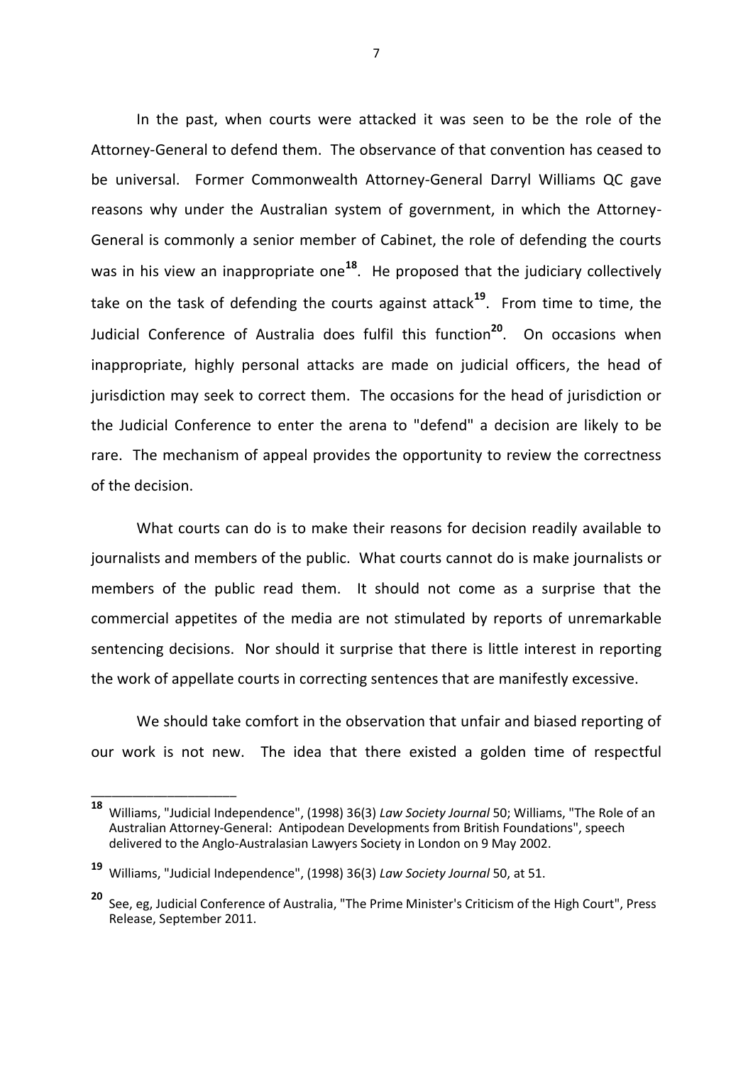In the past, when courts were attacked it was seen to be the role of the Attorney-General to defend them. The observance of that convention has ceased to be universal. Former Commonwealth Attorney-General Darryl Williams QC gave reasons why under the Australian system of government, in which the Attorney-General is commonly a senior member of Cabinet, the role of defending the courts was in his view an inappropriate one[18]. He proposed that the judiciary collectively take on the task of defending the courts against attack[19]. From time to time, the Judicial Conference of Australia does fulfil this function[20]. On occasions when inappropriate, highly personal attacks are made on judicial officers, the head of jurisdiction may seek to correct them. The occasions for the head of jurisdiction or the Judicial Conference to enter the arena to "defend" a decision are likely to be rare. The mechanism of appeal provides the opportunity to review the correctness of the decision.

What courts can do is to make their reasons for decision readily available to journalists and members of the public. What courts cannot do is make journalists or members of the public read them. It should not come as a surprise that the commercial appetites of the media are not stimulated by reports of unremarkable sentencing decisions. Nor should it surprise that there is little interest in reporting the work of appellate courts in correcting sentences that are manifestly excessive.

We should take comfort in the observation that unfair and biased reporting of our work is not new. The idea that there existed a golden time of respectful

---

[18] Williams, "Judicial Independence", (1998) 36(3) *Law Society Journal* 50; Williams, "The Role of an Australian Attorney-General: Antipodean Developments from British Foundations", speech delivered to the Anglo-Australasian Lawyers Society in London on 9 May 2002.

[19] Williams, "Judicial Independence", (1998) 36(3) *Law Society Journal* 50, at 51.

[20] See, eg, Judicial Conference of Australia, "The Prime Minister's Criticism of the High Court", Press Release, September 2011.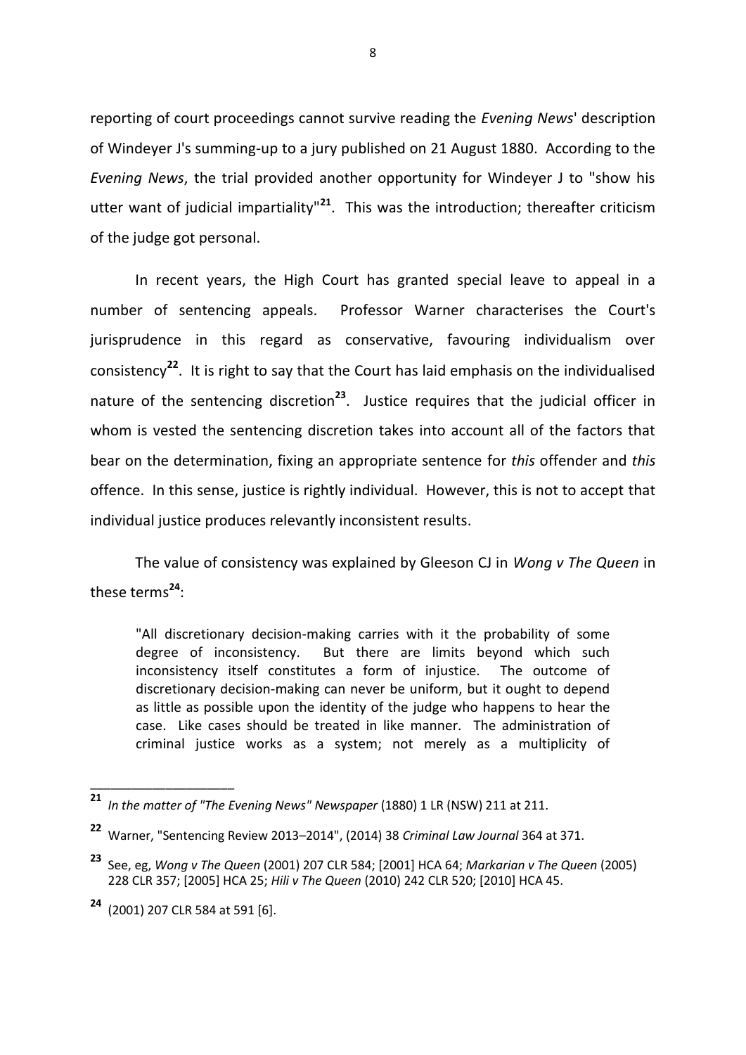reporting of court proceedings cannot survive reading the *Evening News*' description of Windeyer J's summing-up to a jury published on 21 August 1880. According to the *Evening News*, the trial provided another opportunity for Windeyer J to "show his utter want of judicial impartiality"[21]. This was the introduction; thereafter criticism of the judge got personal.

In recent years, the High Court has granted special leave to appeal in a number of sentencing appeals. Professor Warner characterises the Court's jurisprudence in this regard as conservative, favouring individualism over consistency[22]. It is right to say that the Court has laid emphasis on the individualised nature of the sentencing discretion[23]. Justice requires that the judicial officer in whom is vested the sentencing discretion takes into account all of the factors that bear on the determination, fixing an appropriate sentence for *this* offender and *this* offence. In this sense, justice is rightly individual. However, this is not to accept that individual justice produces relevantly inconsistent results.

The value of consistency was explained by Gleeson CJ in *Wong v The Queen* in these terms[24]:

> "All discretionary decision-making carries with it the probability of some degree of inconsistency. But there are limits beyond which such inconsistency itself constitutes a form of injustice. The outcome of discretionary decision-making can never be uniform, but it ought to depend as little as possible upon the identity of the judge who happens to hear the case. Like cases should be treated in like manner. The administration of criminal justice works as a system; not merely as a multiplicity of

---

[21] *In the matter of "The Evening News" Newspaper* (1880) 1 LR (NSW) 211 at 211.

[22] Warner, "Sentencing Review 2013–2014", (2014) 38 *Criminal Law Journal* 364 at 371.

[23] See, eg, *Wong v The Queen* (2001) 207 CLR 584; [2001] HCA 64; *Markarian v The Queen* (2005) 228 CLR 357; [2005] HCA 25; *Hili v The Queen* (2010) 242 CLR 520; [2010] HCA 45.

[24] (2001) 207 CLR 584 at 591 [6].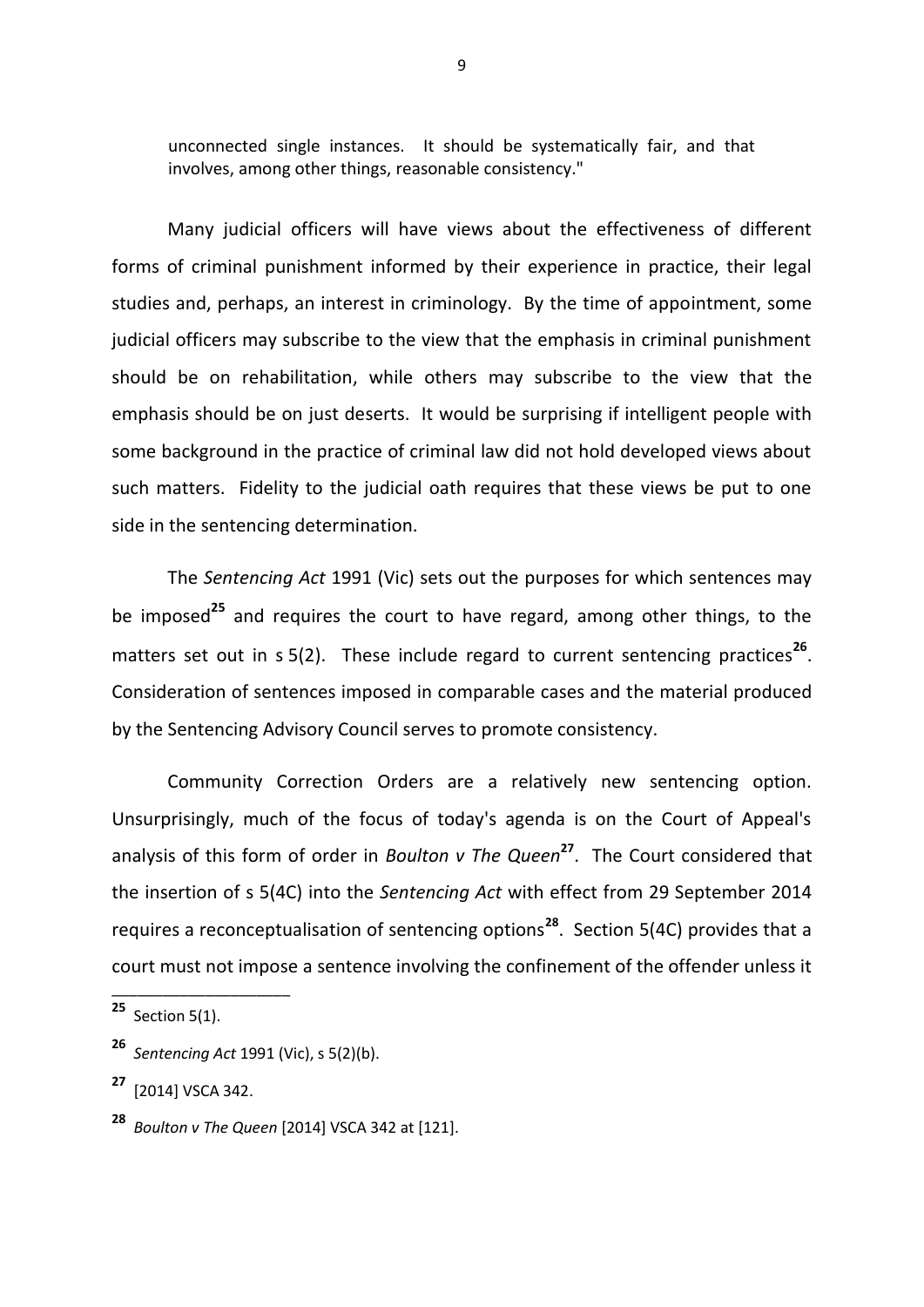unconnected single instances. It should be systematically fair, and that involves, among other things, reasonable consistency."

Many judicial officers will have views about the effectiveness of different forms of criminal punishment informed by their experience in practice, their legal studies and, perhaps, an interest in criminology. By the time of appointment, some judicial officers may subscribe to the view that the emphasis in criminal punishment should be on rehabilitation, while others may subscribe to the view that the emphasis should be on just deserts. It would be surprising if intelligent people with some background in the practice of criminal law did not hold developed views about such matters. Fidelity to the judicial oath requires that these views be put to one side in the sentencing determination.

The *Sentencing Act* 1991 (Vic) sets out the purposes for which sentences may be imposed[25] and requires the court to have regard, among other things, to the matters set out in s 5(2). These include regard to current sentencing practices[26]. Consideration of sentences imposed in comparable cases and the material produced by the Sentencing Advisory Council serves to promote consistency.

Community Correction Orders are a relatively new sentencing option. Unsurprisingly, much of the focus of today's agenda is on the Court of Appeal's analysis of this form of order in *Boulton v The Queen*[27]. The Court considered that the insertion of s 5(4C) into the *Sentencing Act* with effect from 29 September 2014 requires a reconceptualisation of sentencing options[28]. Section 5(4C) provides that a court must not impose a sentence involving the confinement of the offender unless it

---

[25] Section 5(1).

[26] *Sentencing Act* 1991 (Vic), s 5(2)(b).

[27] [2014] VSCA 342.

[28] *Boulton v The Queen* [2014] VSCA 342 at [121].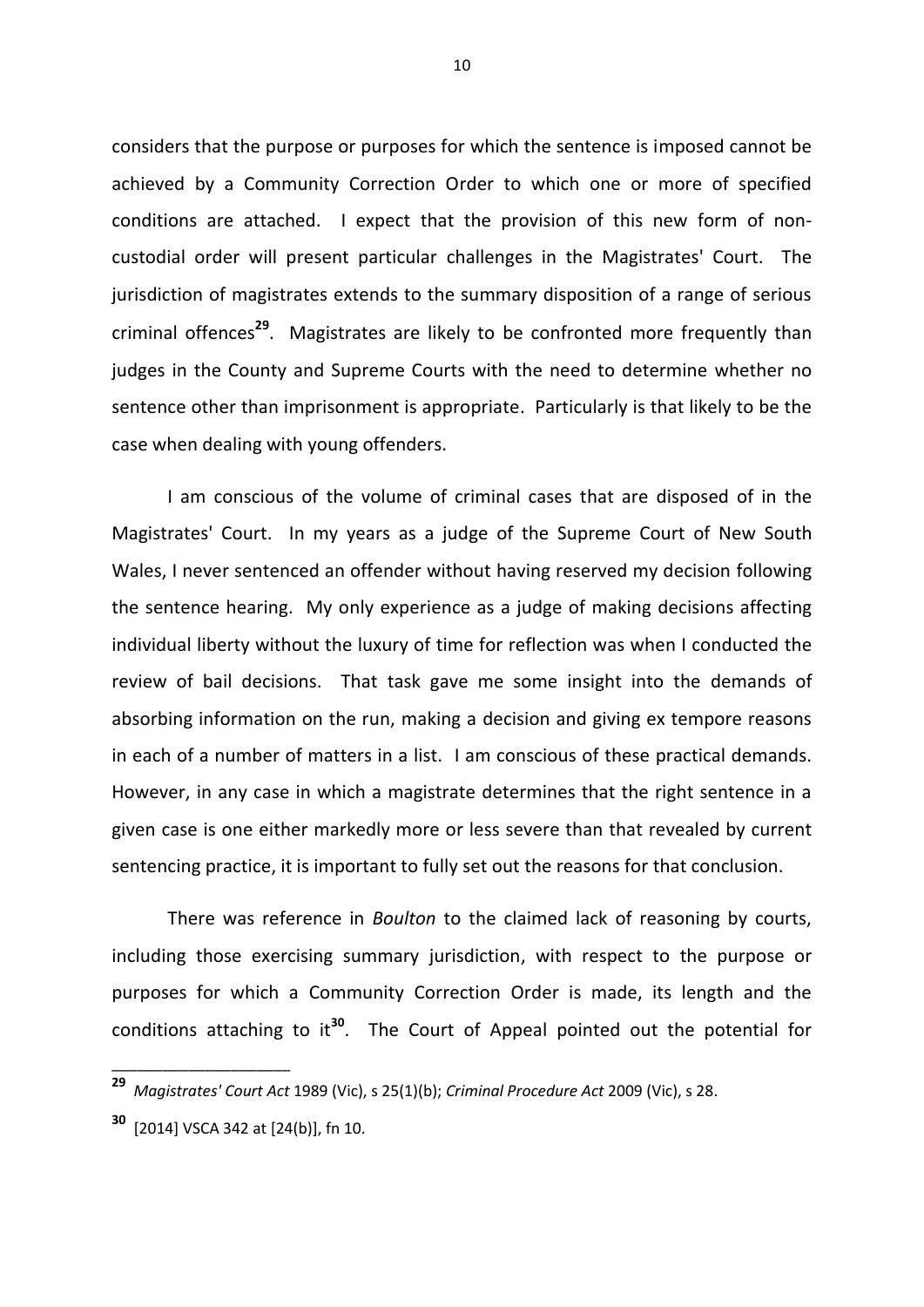considers that the purpose or purposes for which the sentence is imposed cannot be achieved by a Community Correction Order to which one or more of specified conditions are attached. I expect that the provision of this new form of non-custodial order will present particular challenges in the Magistrates' Court. The jurisdiction of magistrates extends to the summary disposition of a range of serious criminal offences[29]. Magistrates are likely to be confronted more frequently than judges in the County and Supreme Courts with the need to determine whether no sentence other than imprisonment is appropriate. Particularly is that likely to be the case when dealing with young offenders.

I am conscious of the volume of criminal cases that are disposed of in the Magistrates' Court. In my years as a judge of the Supreme Court of New South Wales, I never sentenced an offender without having reserved my decision following the sentence hearing. My only experience as a judge of making decisions affecting individual liberty without the luxury of time for reflection was when I conducted the review of bail decisions. That task gave me some insight into the demands of absorbing information on the run, making a decision and giving ex tempore reasons in each of a number of matters in a list. I am conscious of these practical demands. However, in any case in which a magistrate determines that the right sentence in a given case is one either markedly more or less severe than that revealed by current sentencing practice, it is important to fully set out the reasons for that conclusion.

There was reference in *Boulton* to the claimed lack of reasoning by courts, including those exercising summary jurisdiction, with respect to the purpose or purposes for which a Community Correction Order is made, its length and the conditions attaching to it[30]. The Court of Appeal pointed out the potential for

---

[29] *Magistrates' Court Act* 1989 (Vic), s 25(1)(b); *Criminal Procedure Act* 2009 (Vic), s 28.

[30] [2014] VSCA 342 at [24(b)], fn 10.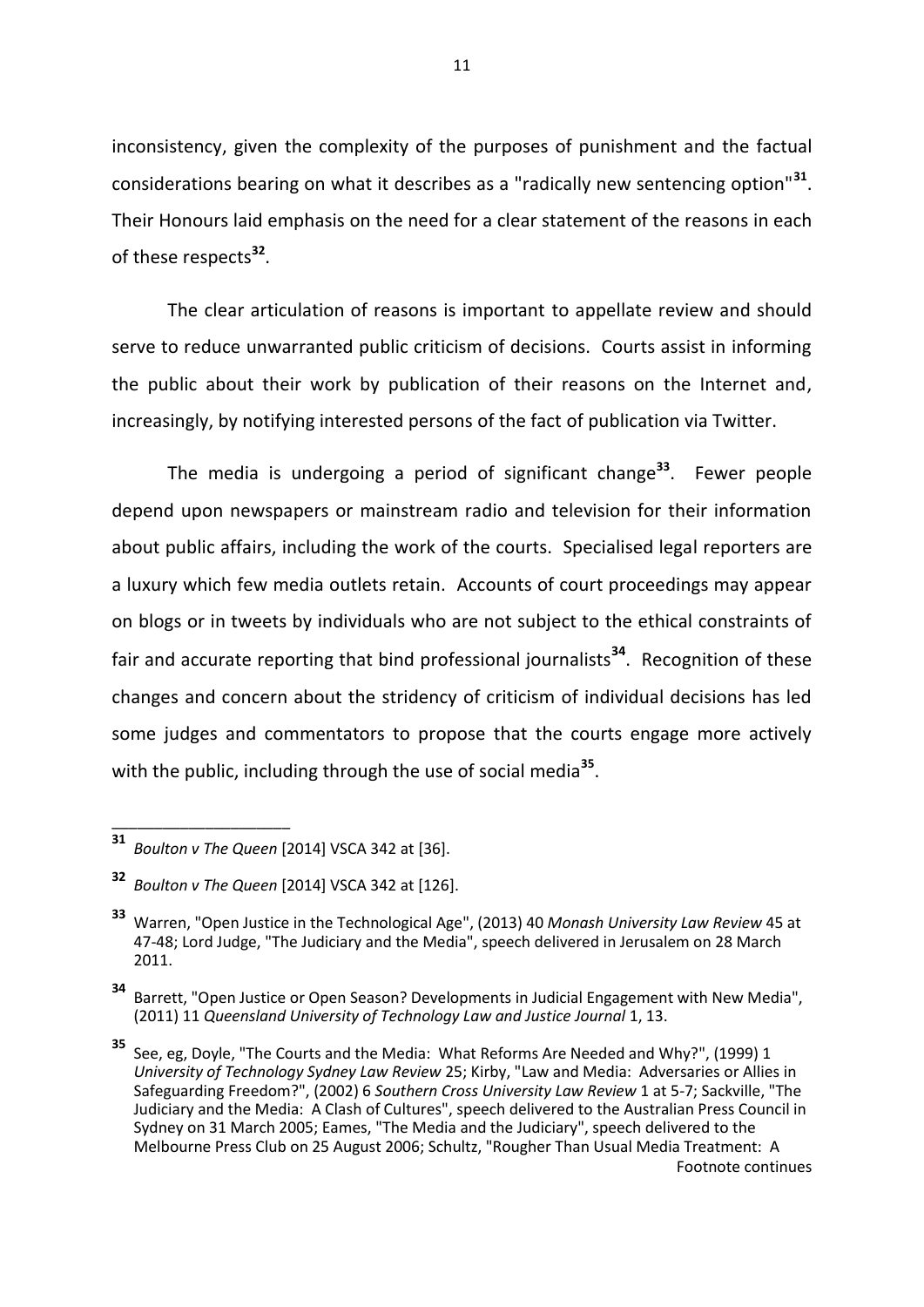inconsistency, given the complexity of the purposes of punishment and the factual considerations bearing on what it describes as a "radically new sentencing option"[31]. Their Honours laid emphasis on the need for a clear statement of the reasons in each of these respects[32].

The clear articulation of reasons is important to appellate review and should serve to reduce unwarranted public criticism of decisions. Courts assist in informing the public about their work by publication of their reasons on the Internet and, increasingly, by notifying interested persons of the fact of publication via Twitter.

The media is undergoing a period of significant change[33]. Fewer people depend upon newspapers or mainstream radio and television for their information about public affairs, including the work of the courts. Specialised legal reporters are a luxury which few media outlets retain. Accounts of court proceedings may appear on blogs or in tweets by individuals who are not subject to the ethical constraints of fair and accurate reporting that bind professional journalists[34]. Recognition of these changes and concern about the stridency of criticism of individual decisions has led some judges and commentators to propose that the courts engage more actively with the public, including through the use of social media[35].

---

[31] *Boulton v The Queen* [2014] VSCA 342 at [36].

[32] *Boulton v The Queen* [2014] VSCA 342 at [126].

[33] Warren, "Open Justice in the Technological Age", (2013) 40 *Monash University Law Review* 45 at 47-48; Lord Judge, "The Judiciary and the Media", speech delivered in Jerusalem on 28 March 2011.

[34] Barrett, "Open Justice or Open Season? Developments in Judicial Engagement with New Media", (2011) 11 *Queensland University of Technology Law and Justice Journal* 1, 13.

[35] See, eg, Doyle, "The Courts and the Media: What Reforms Are Needed and Why?", (1999) 1 *University of Technology Sydney Law Review* 25; Kirby, "Law and Media: Adversaries or Allies in Safeguarding Freedom?", (2002) 6 *Southern Cross University Law Review* 1 at 5-7; Sackville, "The Judiciary and the Media: A Clash of Cultures", speech delivered to the Australian Press Council in Sydney on 31 March 2005; Eames, "The Media and the Judiciary", speech delivered to the Melbourne Press Club on 25 August 2006; Schultz, "Rougher Than Usual Media Treatment: A

Footnote continues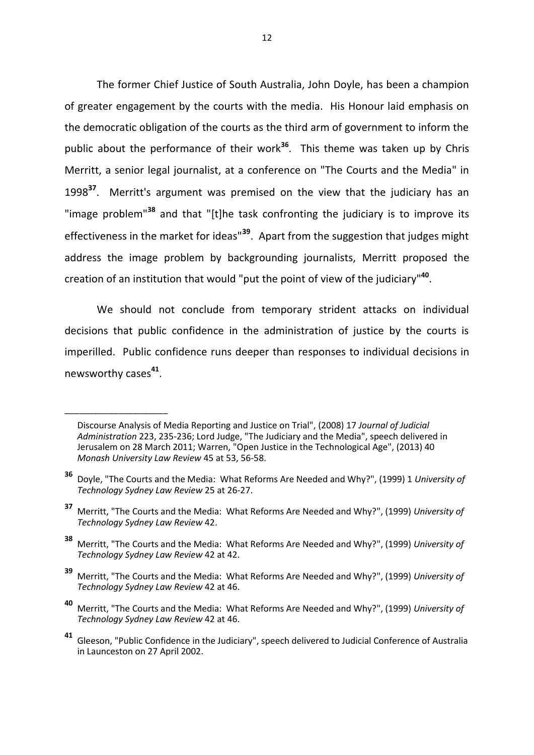The former Chief Justice of South Australia, John Doyle, has been a champion of greater engagement by the courts with the media. His Honour laid emphasis on the democratic obligation of the courts as the third arm of government to inform the public about the performance of their work[36]. This theme was taken up by Chris Merritt, a senior legal journalist, at a conference on "The Courts and the Media" in 1998[37]. Merritt's argument was premised on the view that the judiciary has an "image problem"[38] and that "[t]he task confronting the judiciary is to improve its effectiveness in the market for ideas"[39]. Apart from the suggestion that judges might address the image problem by backgrounding journalists, Merritt proposed the creation of an institution that would "put the point of view of the judiciary"[40].

We should not conclude from temporary strident attacks on individual decisions that public confidence in the administration of justice by the courts is imperilled. Public confidence runs deeper than responses to individual decisions in newsworthy cases[41].

---

Discourse Analysis of Media Reporting and Justice on Trial", (2008) 17 *Journal of Judicial Administration* 223, 235-236; Lord Judge, "The Judiciary and the Media", speech delivered in Jerusalem on 28 March 2011; Warren, "Open Justice in the Technological Age", (2013) 40 *Monash University Law Review* 45 at 53, 56-58.

**36** Doyle, "The Courts and the Media: What Reforms Are Needed and Why?", (1999) 1 *University of Technology Sydney Law Review* 25 at 26-27.

**37** Merritt, "The Courts and the Media: What Reforms Are Needed and Why?", (1999) *University of Technology Sydney Law Review* 42.

**38** Merritt, "The Courts and the Media: What Reforms Are Needed and Why?", (1999) *University of Technology Sydney Law Review* 42 at 42.

**39** Merritt, "The Courts and the Media: What Reforms Are Needed and Why?", (1999) *University of Technology Sydney Law Review* 42 at 46.

**40** Merritt, "The Courts and the Media: What Reforms Are Needed and Why?", (1999) *University of Technology Sydney Law Review* 42 at 46.

**41** Gleeson, "Public Confidence in the Judiciary", speech delivered to Judicial Conference of Australia in Launceston on 27 April 2002.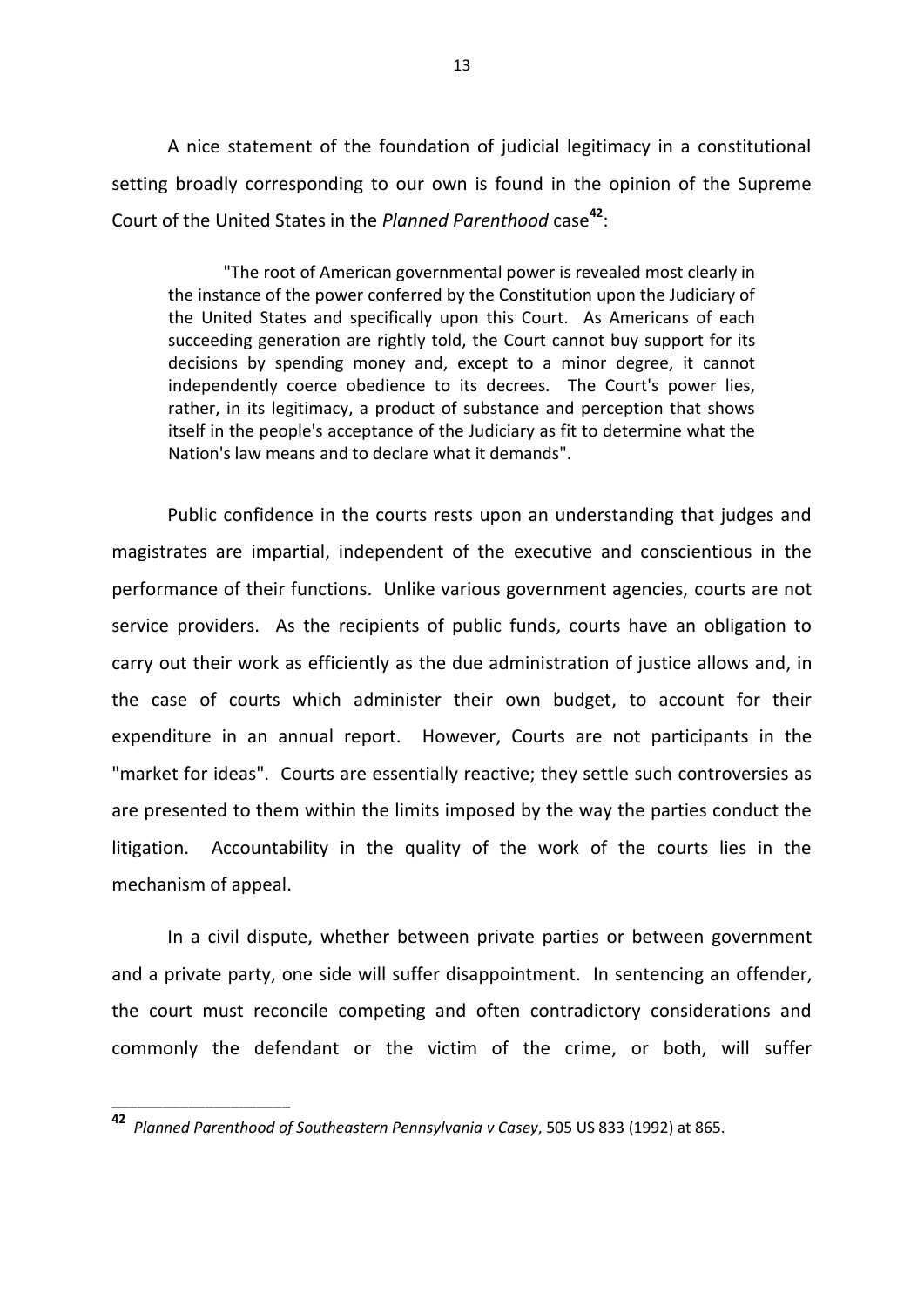A nice statement of the foundation of judicial legitimacy in a constitutional setting broadly corresponding to our own is found in the opinion of the Supreme Court of the United States in the *Planned Parenthood* case[42]:

> "The root of American governmental power is revealed most clearly in the instance of the power conferred by the Constitution upon the Judiciary of the United States and specifically upon this Court. As Americans of each succeeding generation are rightly told, the Court cannot buy support for its decisions by spending money and, except to a minor degree, it cannot independently coerce obedience to its decrees. The Court's power lies, rather, in its legitimacy, a product of substance and perception that shows itself in the people's acceptance of the Judiciary as fit to determine what the Nation's law means and to declare what it demands".

Public confidence in the courts rests upon an understanding that judges and magistrates are impartial, independent of the executive and conscientious in the performance of their functions. Unlike various government agencies, courts are not service providers. As the recipients of public funds, courts have an obligation to carry out their work as efficiently as the due administration of justice allows and, in the case of courts which administer their own budget, to account for their expenditure in an annual report. However, Courts are not participants in the "market for ideas". Courts are essentially reactive; they settle such controversies as are presented to them within the limits imposed by the way the parties conduct the litigation. Accountability in the quality of the work of the courts lies in the mechanism of appeal.

In a civil dispute, whether between private parties or between government and a private party, one side will suffer disappointment. In sentencing an offender, the court must reconcile competing and often contradictory considerations and commonly the defendant or the victim of the crime, or both, will suffer

---

[42] *Planned Parenthood of Southeastern Pennsylvania v Casey*, 505 US 833 (1992) at 865.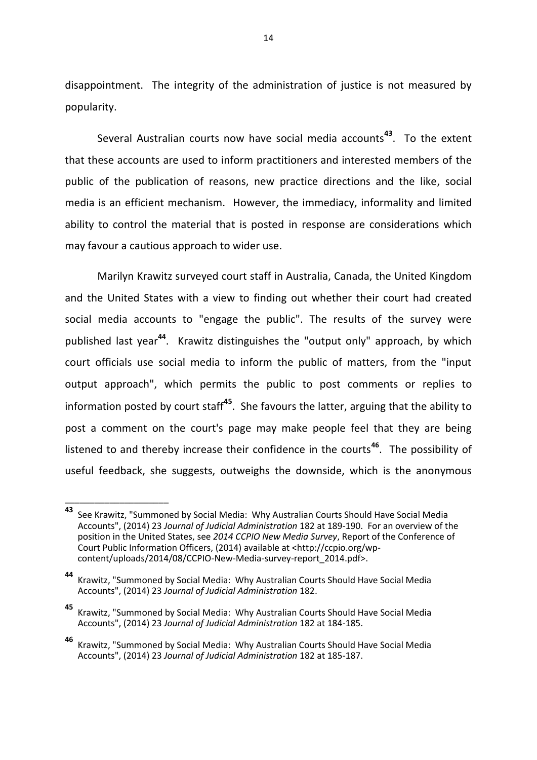disappointment. The integrity of the administration of justice is not measured by popularity.

Several Australian courts now have social media accounts[43]. To the extent that these accounts are used to inform practitioners and interested members of the public of the publication of reasons, new practice directions and the like, social media is an efficient mechanism. However, the immediacy, informality and limited ability to control the material that is posted in response are considerations which may favour a cautious approach to wider use.

Marilyn Krawitz surveyed court staff in Australia, Canada, the United Kingdom and the United States with a view to finding out whether their court had created social media accounts to "engage the public". The results of the survey were published last year[44]. Krawitz distinguishes the "output only" approach, by which court officials use social media to inform the public of matters, from the "input output approach", which permits the public to post comments or replies to information posted by court staff[45]. She favours the latter, arguing that the ability to post a comment on the court's page may make people feel that they are being listened to and thereby increase their confidence in the courts[46]. The possibility of useful feedback, she suggests, outweighs the downside, which is the anonymous

---

**43** See Krawitz, "Summoned by Social Media: Why Australian Courts Should Have Social Media Accounts", (2014) 23 *Journal of Judicial Administration* 182 at 189-190. For an overview of the position in the United States, see *2014 CCPIO New Media Survey*, Report of the Conference of Court Public Information Officers, (2014) available at <http://ccpio.org/wp-content/uploads/2014/08/CCPIO-New-Media-survey-report_2014.pdf>.

**44** Krawitz, "Summoned by Social Media: Why Australian Courts Should Have Social Media Accounts", (2014) 23 *Journal of Judicial Administration* 182.

**45** Krawitz, "Summoned by Social Media: Why Australian Courts Should Have Social Media Accounts", (2014) 23 *Journal of Judicial Administration* 182 at 184-185.

**46** Krawitz, "Summoned by Social Media: Why Australian Courts Should Have Social Media Accounts", (2014) 23 *Journal of Judicial Administration* 182 at 185-187.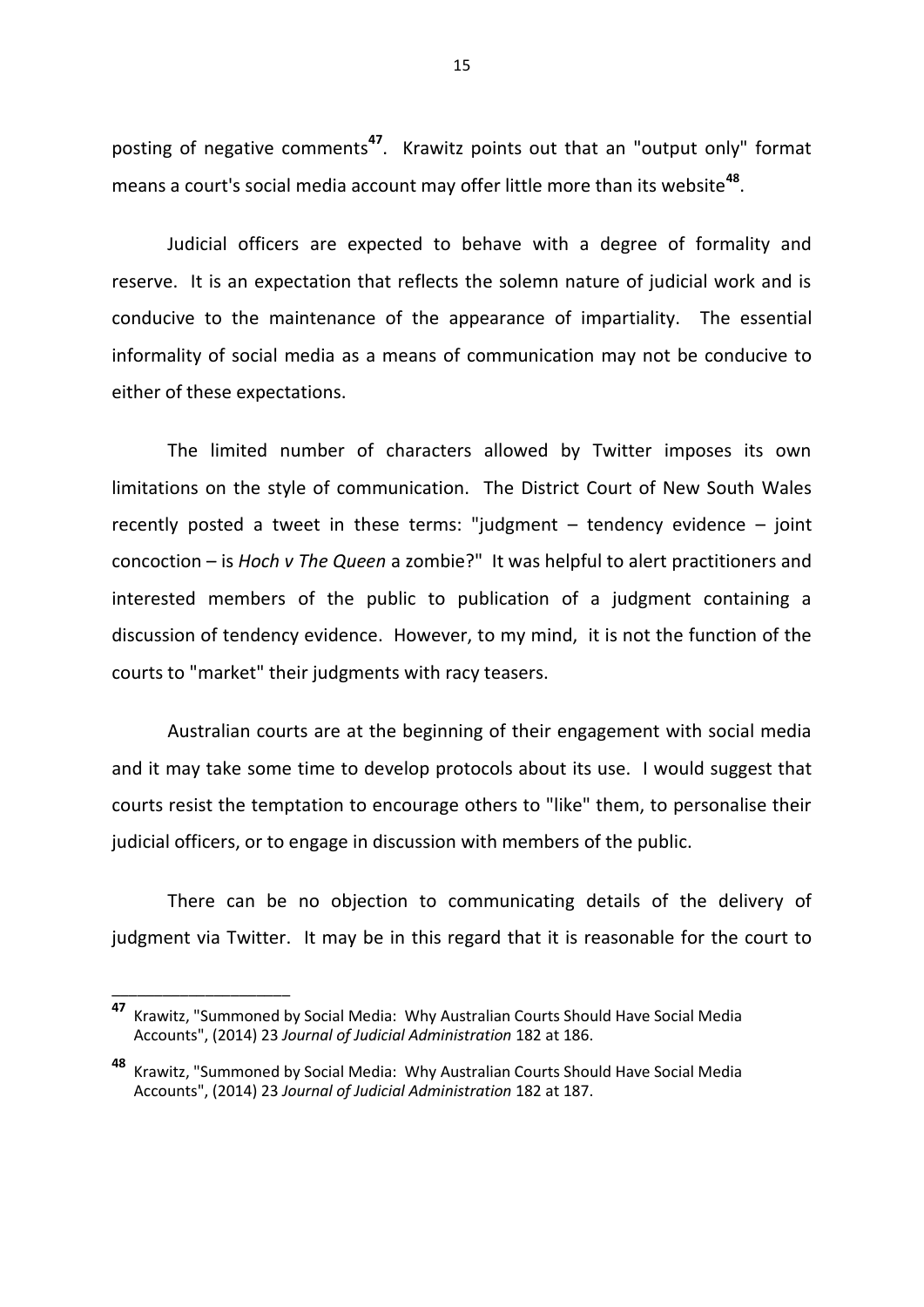posting of negative comments[47]. Krawitz points out that an "output only" format means a court's social media account may offer little more than its website[48].

Judicial officers are expected to behave with a degree of formality and reserve. It is an expectation that reflects the solemn nature of judicial work and is conducive to the maintenance of the appearance of impartiality. The essential informality of social media as a means of communication may not be conducive to either of these expectations.

The limited number of characters allowed by Twitter imposes its own limitations on the style of communication. The District Court of New South Wales recently posted a tweet in these terms: "judgment – tendency evidence – joint concoction – is *Hoch v The Queen* a zombie?" It was helpful to alert practitioners and interested members of the public to publication of a judgment containing a discussion of tendency evidence. However, to my mind, it is not the function of the courts to "market" their judgments with racy teasers.

Australian courts are at the beginning of their engagement with social media and it may take some time to develop protocols about its use. I would suggest that courts resist the temptation to encourage others to "like" them, to personalise their judicial officers, or to engage in discussion with members of the public.

There can be no objection to communicating details of the delivery of judgment via Twitter. It may be in this regard that it is reasonable for the court to

---

[47] Krawitz, "Summoned by Social Media: Why Australian Courts Should Have Social Media Accounts", (2014) 23 *Journal of Judicial Administration* 182 at 186.

[48] Krawitz, "Summoned by Social Media: Why Australian Courts Should Have Social Media Accounts", (2014) 23 *Journal of Judicial Administration* 182 at 187.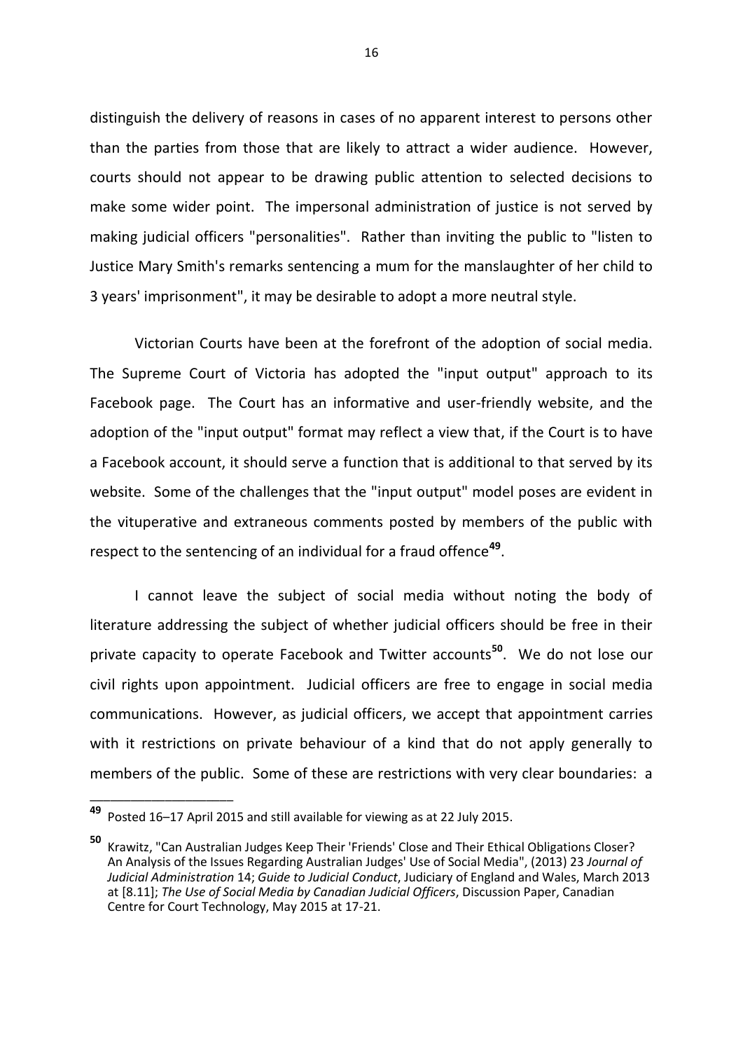distinguish the delivery of reasons in cases of no apparent interest to persons other than the parties from those that are likely to attract a wider audience. However, courts should not appear to be drawing public attention to selected decisions to make some wider point. The impersonal administration of justice is not served by making judicial officers "personalities". Rather than inviting the public to "listen to Justice Mary Smith's remarks sentencing a mum for the manslaughter of her child to 3 years' imprisonment", it may be desirable to adopt a more neutral style.

Victorian Courts have been at the forefront of the adoption of social media. The Supreme Court of Victoria has adopted the "input output" approach to its Facebook page. The Court has an informative and user-friendly website, and the adoption of the "input output" format may reflect a view that, if the Court is to have a Facebook account, it should serve a function that is additional to that served by its website. Some of the challenges that the "input output" model poses are evident in the vituperative and extraneous comments posted by members of the public with respect to the sentencing of an individual for a fraud offence[49].

I cannot leave the subject of social media without noting the body of literature addressing the subject of whether judicial officers should be free in their private capacity to operate Facebook and Twitter accounts[50]. We do not lose our civil rights upon appointment. Judicial officers are free to engage in social media communications. However, as judicial officers, we accept that appointment carries with it restrictions on private behaviour of a kind that do not apply generally to members of the public. Some of these are restrictions with very clear boundaries: a

---

[49] Posted 16–17 April 2015 and still available for viewing as at 22 July 2015.

[50] Krawitz, "Can Australian Judges Keep Their 'Friends' Close and Their Ethical Obligations Closer? An Analysis of the Issues Regarding Australian Judges' Use of Social Media", (2013) 23 *Journal of Judicial Administration* 14; *Guide to Judicial Conduct*, Judiciary of England and Wales, March 2013 at [8.11]; *The Use of Social Media by Canadian Judicial Officers*, Discussion Paper, Canadian Centre for Court Technology, May 2015 at 17-21.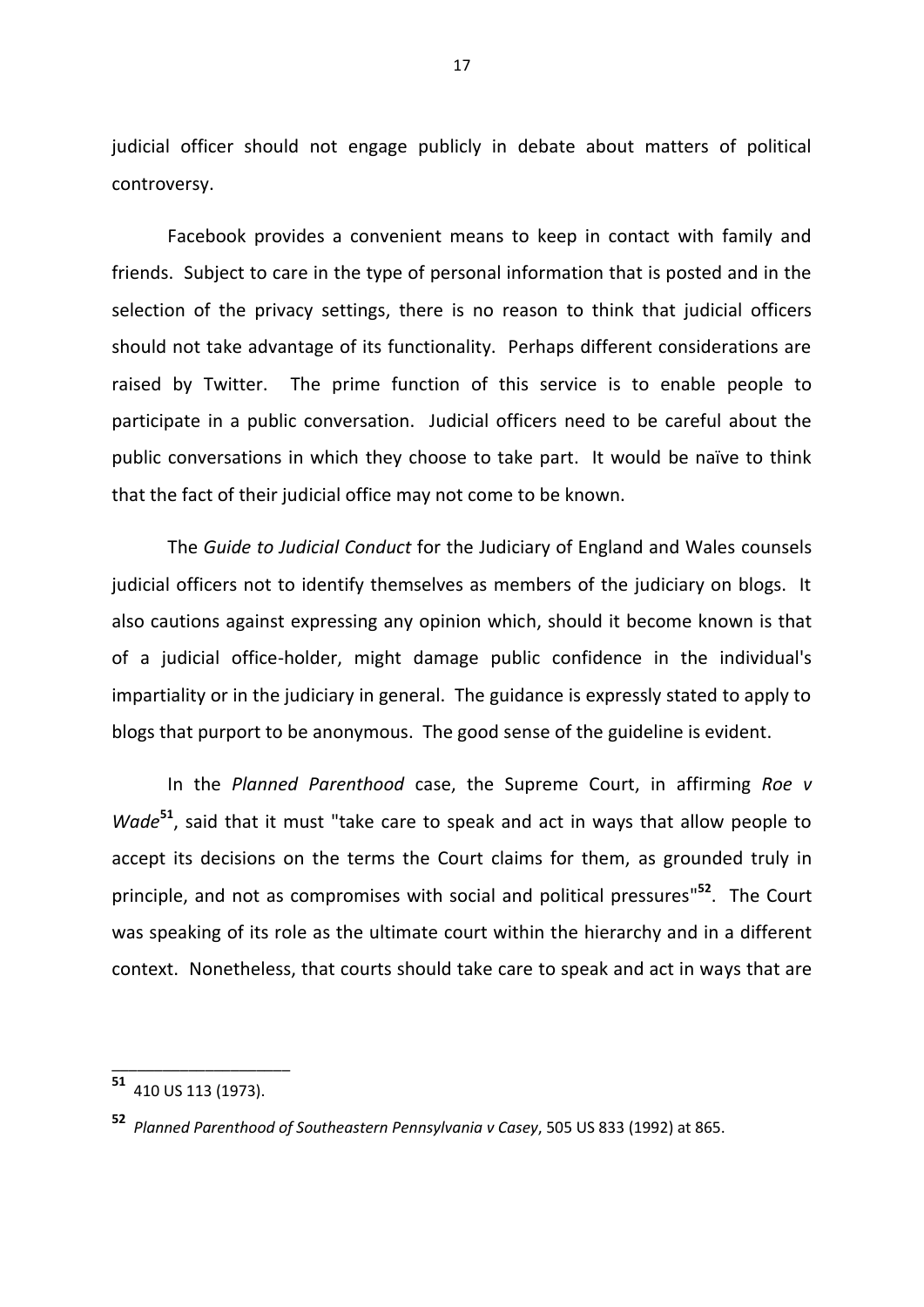judicial officer should not engage publicly in debate about matters of political controversy.

Facebook provides a convenient means to keep in contact with family and friends. Subject to care in the type of personal information that is posted and in the selection of the privacy settings, there is no reason to think that judicial officers should not take advantage of its functionality. Perhaps different considerations are raised by Twitter. The prime function of this service is to enable people to participate in a public conversation. Judicial officers need to be careful about the public conversations in which they choose to take part. It would be naïve to think that the fact of their judicial office may not come to be known.

The *Guide to Judicial Conduct* for the Judiciary of England and Wales counsels judicial officers not to identify themselves as members of the judiciary on blogs. It also cautions against expressing any opinion which, should it become known is that of a judicial office-holder, might damage public confidence in the individual's impartiality or in the judiciary in general. The guidance is expressly stated to apply to blogs that purport to be anonymous. The good sense of the guideline is evident.

In the *Planned Parenthood* case, the Supreme Court, in affirming *Roe v Wade*[51], said that it must "take care to speak and act in ways that allow people to accept its decisions on the terms the Court claims for them, as grounded truly in principle, and not as compromises with social and political pressures"[52]. The Court was speaking of its role as the ultimate court within the hierarchy and in a different context. Nonetheless, that courts should take care to speak and act in ways that are

---

[51] 410 US 113 (1973).

[52] *Planned Parenthood of Southeastern Pennsylvania v Casey*, 505 US 833 (1992) at 865.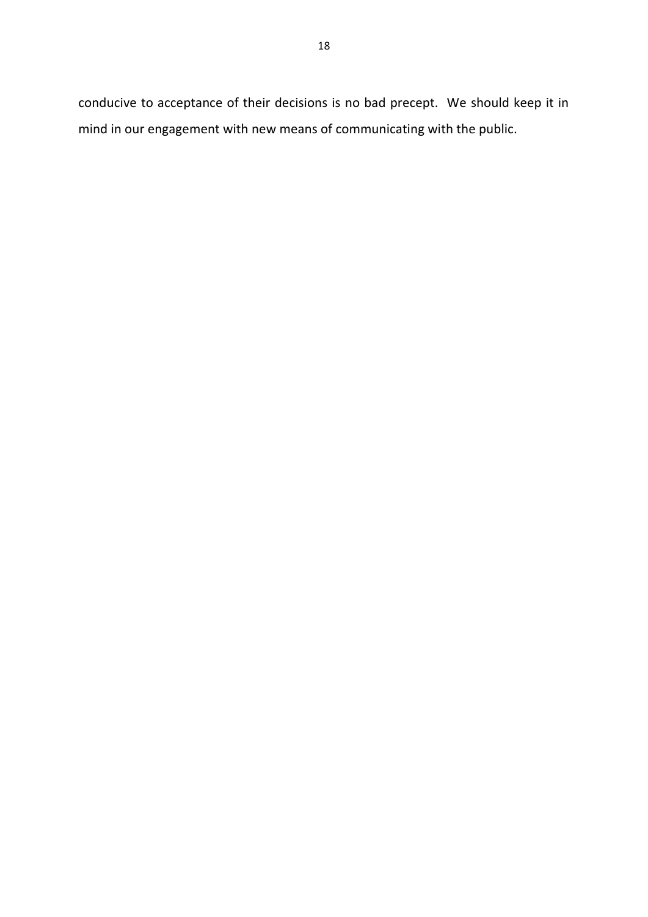conducive to acceptance of their decisions is no bad precept.  We should keep it in mind in our engagement with new means of communicating with the public.